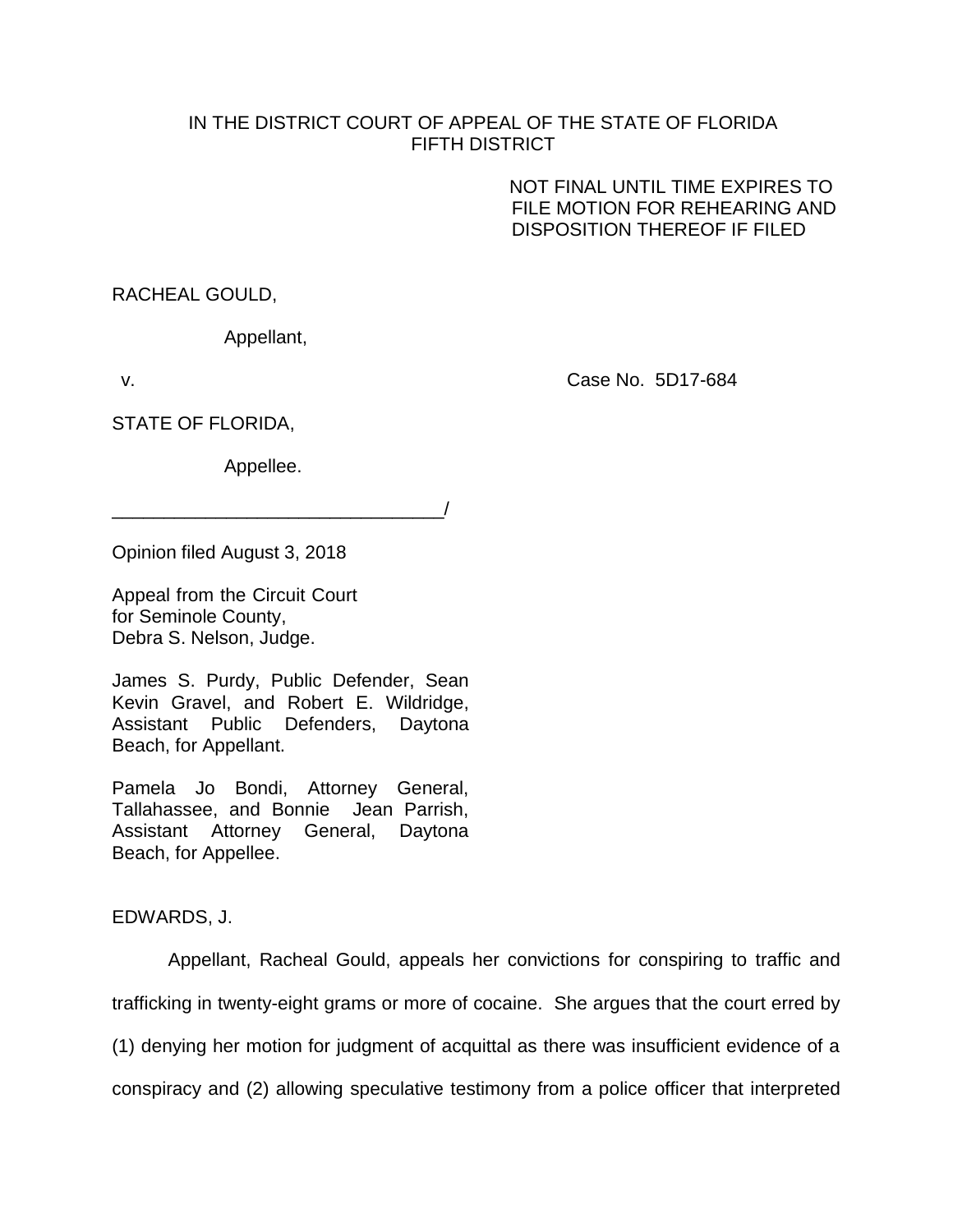IN THE DISTRICT COURT OF APPEAL OF THE STATE OF FLORIDA
FIFTH DISTRICT

NOT FINAL UNTIL TIME EXPIRES TO FILE MOTION FOR REHEARING AND DISPOSITION THEREOF IF FILED

RACHEAL GOULD,

Appellant,

v. Case No. 5D17-684

STATE OF FLORIDA,

Appellee.

________________________________/

Opinion filed August 3, 2018

Appeal from the Circuit Court for Seminole County,
Debra S. Nelson, Judge.

James S. Purdy, Public Defender, Sean Kevin Gravel, and Robert E. Wildridge, Assistant Public Defenders, Daytona Beach, for Appellant.

Pamela Jo Bondi, Attorney General, Tallahassee, and Bonnie Jean Parrish, Assistant Attorney General, Daytona Beach, for Appellee.

EDWARDS, J.

Appellant, Racheal Gould, appeals her convictions for conspiring to traffic and trafficking in twenty-eight grams or more of cocaine. She argues that the court erred by (1) denying her motion for judgment of acquittal as there was insufficient evidence of a conspiracy and (2) allowing speculative testimony from a police officer that interpreted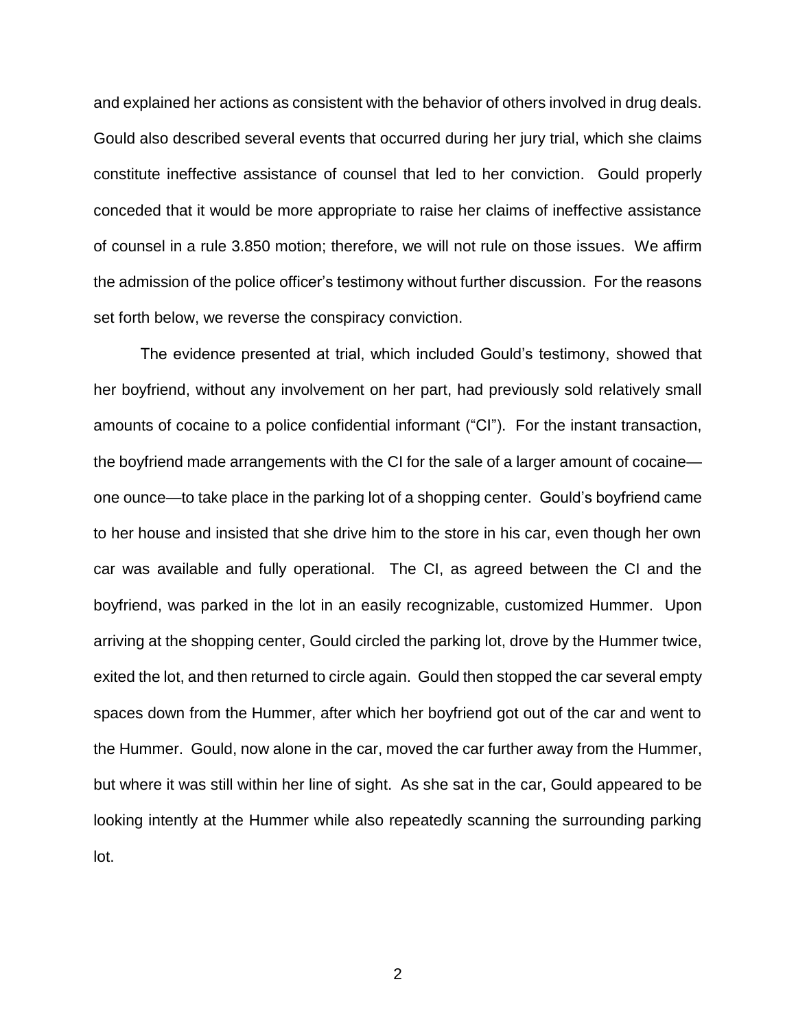and explained her actions as consistent with the behavior of others involved in drug deals. Gould also described several events that occurred during her jury trial, which she claims constitute ineffective assistance of counsel that led to her conviction. Gould properly conceded that it would be more appropriate to raise her claims of ineffective assistance of counsel in a rule 3.850 motion; therefore, we will not rule on those issues. We affirm the admission of the police officer's testimony without further discussion. For the reasons set forth below, we reverse the conspiracy conviction.

The evidence presented at trial, which included Gould's testimony, showed that her boyfriend, without any involvement on her part, had previously sold relatively small amounts of cocaine to a police confidential informant ("CI"). For the instant transaction, the boyfriend made arrangements with the CI for the sale of a larger amount of cocaine—one ounce—to take place in the parking lot of a shopping center. Gould's boyfriend came to her house and insisted that she drive him to the store in his car, even though her own car was available and fully operational. The CI, as agreed between the CI and the boyfriend, was parked in the lot in an easily recognizable, customized Hummer. Upon arriving at the shopping center, Gould circled the parking lot, drove by the Hummer twice, exited the lot, and then returned to circle again. Gould then stopped the car several empty spaces down from the Hummer, after which her boyfriend got out of the car and went to the Hummer. Gould, now alone in the car, moved the car further away from the Hummer, but where it was still within her line of sight. As she sat in the car, Gould appeared to be looking intently at the Hummer while also repeatedly scanning the surrounding parking lot.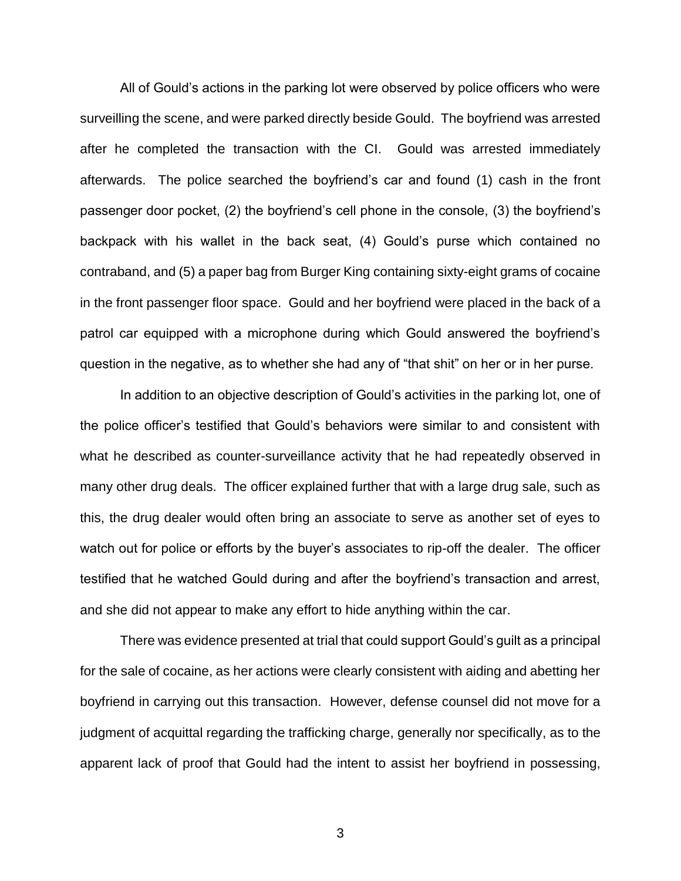All of Gould's actions in the parking lot were observed by police officers who were surveilling the scene, and were parked directly beside Gould. The boyfriend was arrested after he completed the transaction with the CI. Gould was arrested immediately afterwards. The police searched the boyfriend's car and found (1) cash in the front passenger door pocket, (2) the boyfriend's cell phone in the console, (3) the boyfriend's backpack with his wallet in the back seat, (4) Gould's purse which contained no contraband, and (5) a paper bag from Burger King containing sixty-eight grams of cocaine in the front passenger floor space. Gould and her boyfriend were placed in the back of a patrol car equipped with a microphone during which Gould answered the boyfriend's question in the negative, as to whether she had any of "that shit" on her or in her purse.

In addition to an objective description of Gould's activities in the parking lot, one of the police officer's testified that Gould's behaviors were similar to and consistent with what he described as counter-surveillance activity that he had repeatedly observed in many other drug deals. The officer explained further that with a large drug sale, such as this, the drug dealer would often bring an associate to serve as another set of eyes to watch out for police or efforts by the buyer's associates to rip-off the dealer. The officer testified that he watched Gould during and after the boyfriend's transaction and arrest, and she did not appear to make any effort to hide anything within the car.

There was evidence presented at trial that could support Gould's guilt as a principal for the sale of cocaine, as her actions were clearly consistent with aiding and abetting her boyfriend in carrying out this transaction. However, defense counsel did not move for a judgment of acquittal regarding the trafficking charge, generally nor specifically, as to the apparent lack of proof that Gould had the intent to assist her boyfriend in possessing,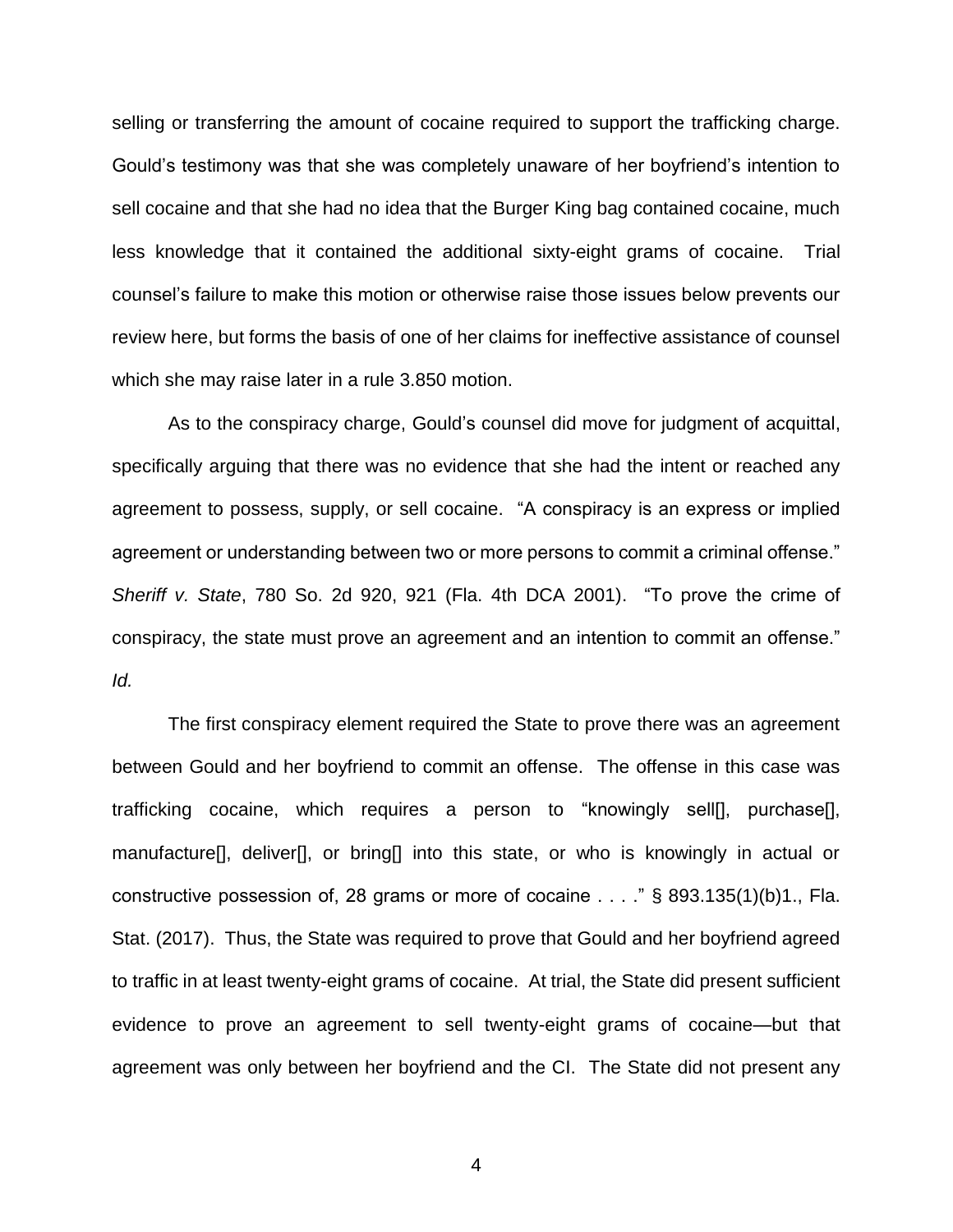selling or transferring the amount of cocaine required to support the trafficking charge. Gould's testimony was that she was completely unaware of her boyfriend's intention to sell cocaine and that she had no idea that the Burger King bag contained cocaine, much less knowledge that it contained the additional sixty-eight grams of cocaine. Trial counsel's failure to make this motion or otherwise raise those issues below prevents our review here, but forms the basis of one of her claims for ineffective assistance of counsel which she may raise later in a rule 3.850 motion.

As to the conspiracy charge, Gould's counsel did move for judgment of acquittal, specifically arguing that there was no evidence that she had the intent or reached any agreement to possess, supply, or sell cocaine. "A conspiracy is an express or implied agreement or understanding between two or more persons to commit a criminal offense." *Sheriff v. State*, 780 So. 2d 920, 921 (Fla. 4th DCA 2001). "To prove the crime of conspiracy, the state must prove an agreement and an intention to commit an offense." *Id.*

The first conspiracy element required the State to prove there was an agreement between Gould and her boyfriend to commit an offense. The offense in this case was trafficking cocaine, which requires a person to "knowingly sell[], purchase[], manufacture[], deliver[], or bring[] into this state, or who is knowingly in actual or constructive possession of, 28 grams or more of cocaine . . . ." § 893.135(1)(b)1., Fla. Stat. (2017). Thus, the State was required to prove that Gould and her boyfriend agreed to traffic in at least twenty-eight grams of cocaine. At trial, the State did present sufficient evidence to prove an agreement to sell twenty-eight grams of cocaine—but that agreement was only between her boyfriend and the CI. The State did not present any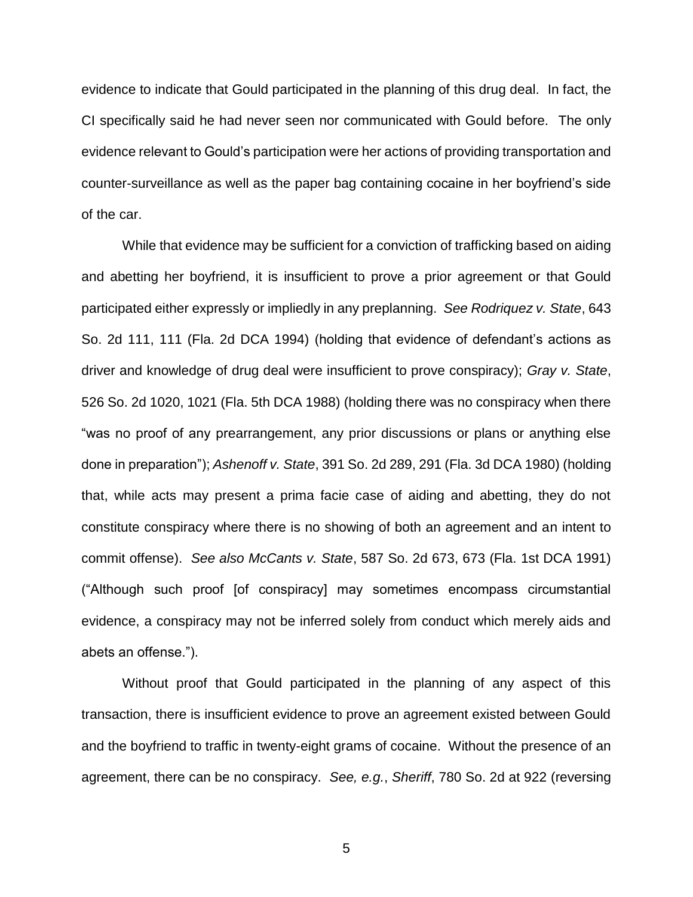evidence to indicate that Gould participated in the planning of this drug deal. In fact, the CI specifically said he had never seen nor communicated with Gould before. The only evidence relevant to Gould's participation were her actions of providing transportation and counter-surveillance as well as the paper bag containing cocaine in her boyfriend's side of the car.

While that evidence may be sufficient for a conviction of trafficking based on aiding and abetting her boyfriend, it is insufficient to prove a prior agreement or that Gould participated either expressly or impliedly in any preplanning. *See Rodriquez v. State*, 643 So. 2d 111, 111 (Fla. 2d DCA 1994) (holding that evidence of defendant's actions as driver and knowledge of drug deal were insufficient to prove conspiracy); *Gray v. State*, 526 So. 2d 1020, 1021 (Fla. 5th DCA 1988) (holding there was no conspiracy when there "was no proof of any prearrangement, any prior discussions or plans or anything else done in preparation"); *Ashenoff v. State*, 391 So. 2d 289, 291 (Fla. 3d DCA 1980) (holding that, while acts may present a prima facie case of aiding and abetting, they do not constitute conspiracy where there is no showing of both an agreement and an intent to commit offense). *See also McCants v. State*, 587 So. 2d 673, 673 (Fla. 1st DCA 1991) ("Although such proof [of conspiracy] may sometimes encompass circumstantial evidence, a conspiracy may not be inferred solely from conduct which merely aids and abets an offense.").

Without proof that Gould participated in the planning of any aspect of this transaction, there is insufficient evidence to prove an agreement existed between Gould and the boyfriend to traffic in twenty-eight grams of cocaine. Without the presence of an agreement, there can be no conspiracy. *See, e.g.*, *Sheriff*, 780 So. 2d at 922 (reversing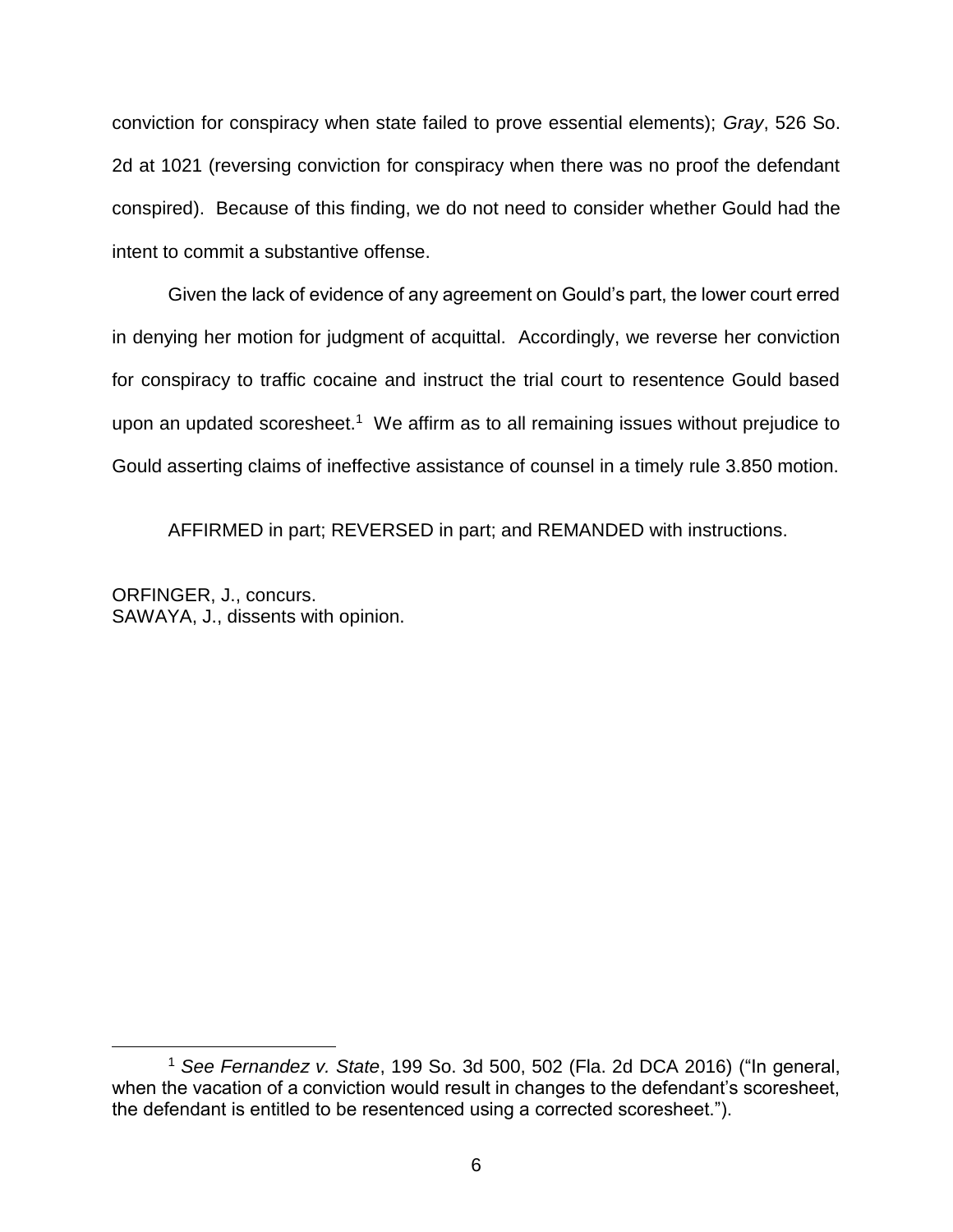conviction for conspiracy when state failed to prove essential elements); *Gray*, 526 So. 2d at 1021 (reversing conviction for conspiracy when there was no proof the defendant conspired). Because of this finding, we do not need to consider whether Gould had the intent to commit a substantive offense.

Given the lack of evidence of any agreement on Gould's part, the lower court erred in denying her motion for judgment of acquittal. Accordingly, we reverse her conviction for conspiracy to traffic cocaine and instruct the trial court to resentence Gould based upon an updated scoresheet.[1] We affirm as to all remaining issues without prejudice to Gould asserting claims of ineffective assistance of counsel in a timely rule 3.850 motion.

AFFIRMED in part; REVERSED in part; and REMANDED with instructions.

ORFINGER, J., concurs.
SAWAYA, J., dissents with opinion.

---

[1] *See Fernandez v. State*, 199 So. 3d 500, 502 (Fla. 2d DCA 2016) ("In general, when the vacation of a conviction would result in changes to the defendant's scoresheet, the defendant is entitled to be resentenced using a corrected scoresheet.").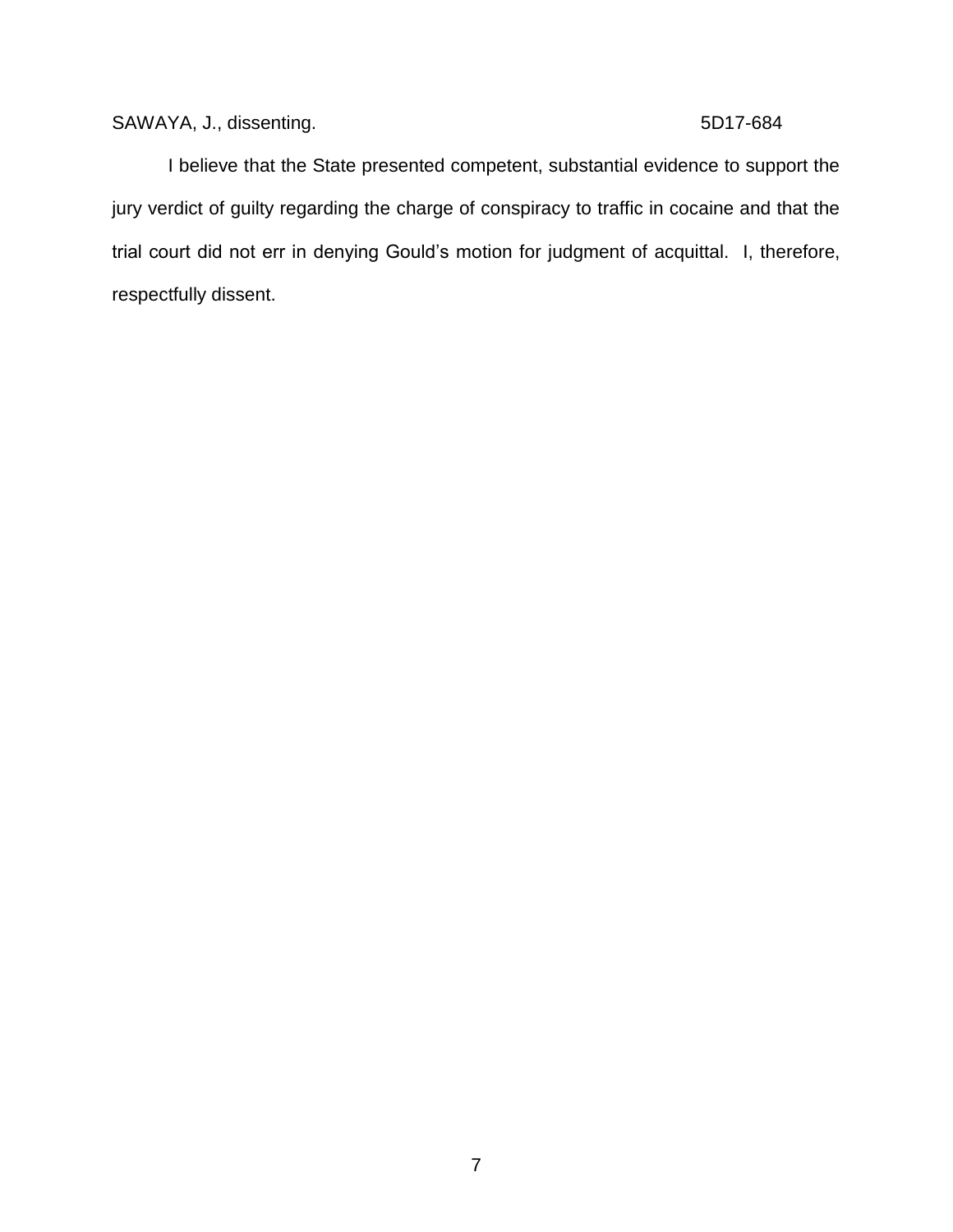SAWAYA, J., dissenting. 5D17-684

I believe that the State presented competent, substantial evidence to support the jury verdict of guilty regarding the charge of conspiracy to traffic in cocaine and that the trial court did not err in denying Gould's motion for judgment of acquittal. I, therefore, respectfully dissent.